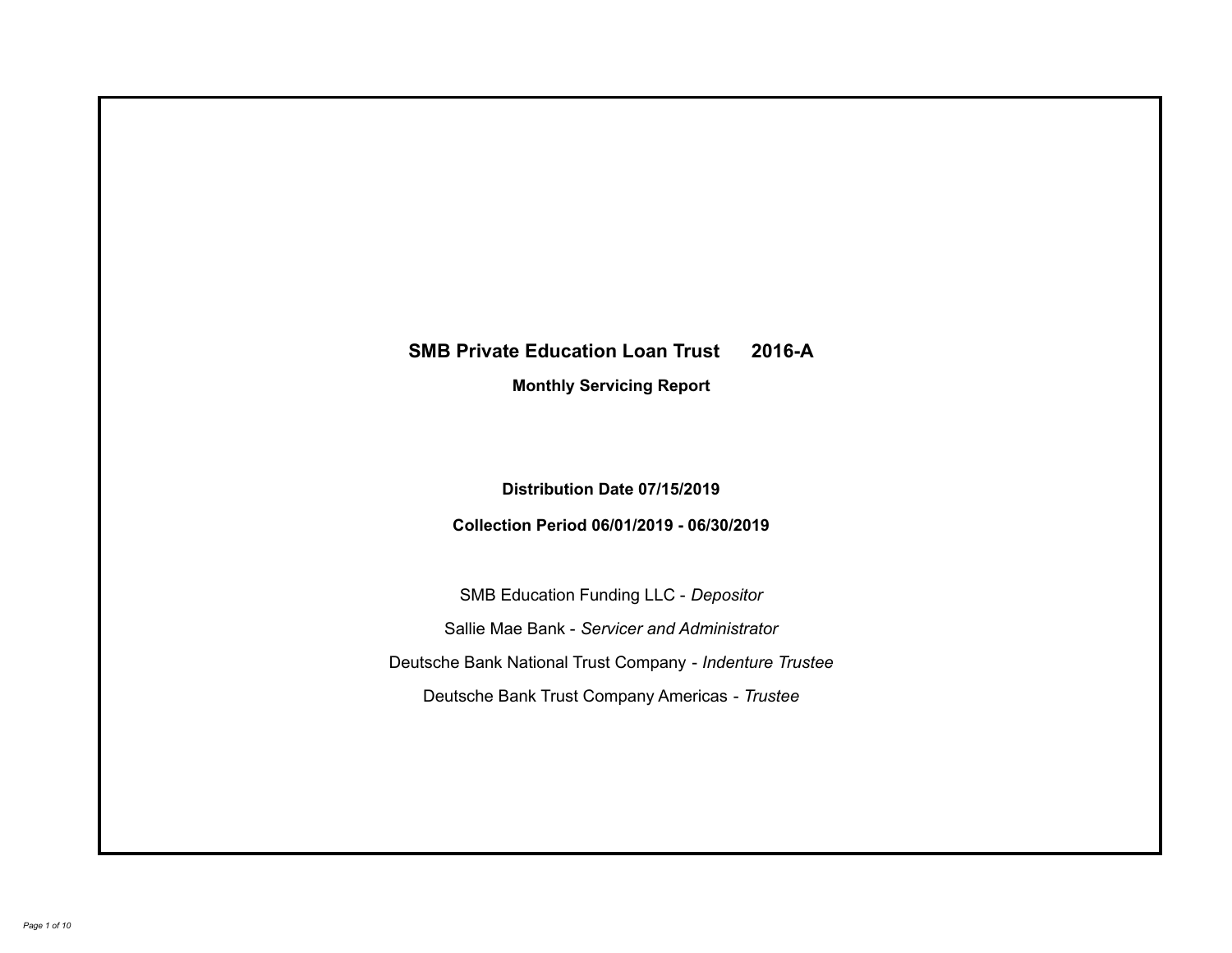# SMB Private Education Loan Trust 2016-A

## Monthly Servicing Report

**Distribution Date 07/15/2019**

**Collection Period 06/01/2019 - 06/30/2019**

SMB Education Funding LLC - *Depositor*

Sallie Mae Bank - *Servicer and Administrator*

Deutsche Bank National Trust Company - *Indenture Trustee*

Deutsche Bank Trust Company Americas - *Trustee*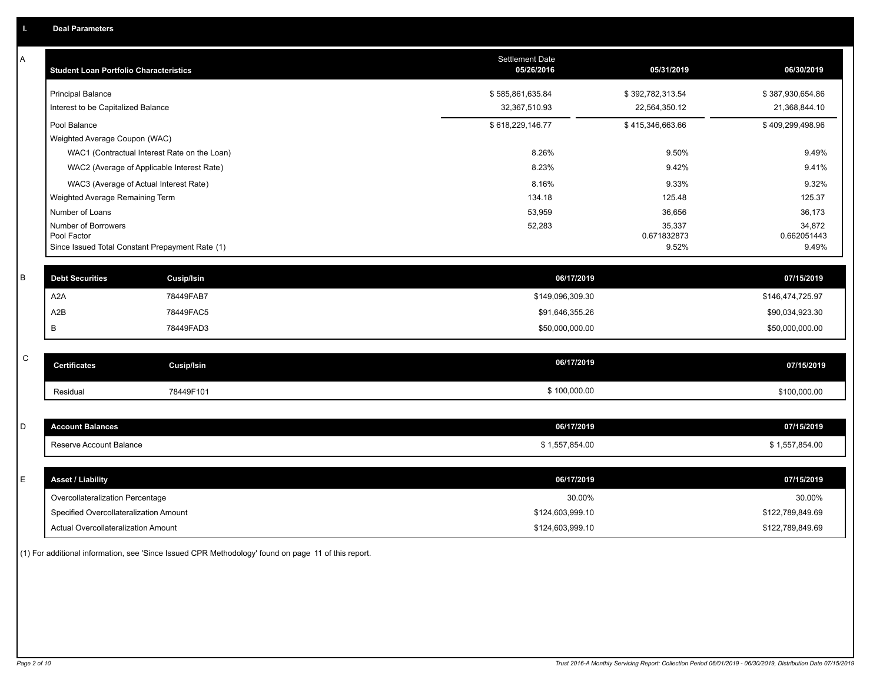## I. Deal Parameters

### A

| Student Loan Portfolio Characteristics | Settlement Date 05/26/2016 | 05/31/2019 | 06/30/2019 |
|---|---|---|---|
| Principal Balance | $ 585,861,635.84 | $ 392,782,313.54 | $ 387,930,654.86 |
| Interest to be Capitalized Balance | 32,367,510.93 | 22,564,350.12 | 21,368,844.10 |
| Pool Balance | $ 618,229,146.77 | $ 415,346,663.66 | $ 409,299,498.96 |
| Weighted Average Coupon (WAC) | | | |
| WAC1 (Contractual Interest Rate on the Loan) | 8.26% | 9.50% | 9.49% |
| WAC2 (Average of Applicable Interest Rate) | 8.23% | 9.42% | 9.41% |
| WAC3 (Average of Actual Interest Rate) | 8.16% | 9.33% | 9.32% |
| Weighted Average Remaining Term | 134.18 | 125.48 | 125.37 |
| Number of Loans | 53,959 | 36,656 | 36,173 |
| Number of Borrowers | 52,283 | 35,337 | 34,872 |
| Pool Factor | | 0.671832873 | 0.662051443 |
| Since Issued Total Constant Prepayment Rate (1) | | 9.52% | 9.49% |

### B

| Debt Securities | Cusip/Isin | 06/17/2019 | 07/15/2019 |
|---|---|---|---|
| A2A | 78449FAB7 | $149,096,309.30 | $146,474,725.97 |
| A2B | 78449FAC5 | $91,646,355.26 | $90,034,923.30 |
| B | 78449FAD3 | $50,000,000.00 | $50,000,000.00 |

### C

| Certificates | Cusip/Isin | 06/17/2019 | 07/15/2019 |
|---|---|---|---|
| Residual | 78449F101 | $ 100,000.00 | $100,000.00 |

### D

| Account Balances | 06/17/2019 | 07/15/2019 |
|---|---|---|
| Reserve Account Balance | $ 1,557,854.00 | $ 1,557,854.00 |

### E

| Asset / Liability | 06/17/2019 | 07/15/2019 |
|---|---|---|
| Overcollateralization Percentage | 30.00% | 30.00% |
| Specified Overcollateralization Amount | $124,603,999.10 | $122,789,849.69 |
| Actual Overcollateralization Amount | $124,603,999.10 | $122,789,849.69 |

(1) For additional information, see 'Since Issued CPR Methodology' found on page 11 of this report.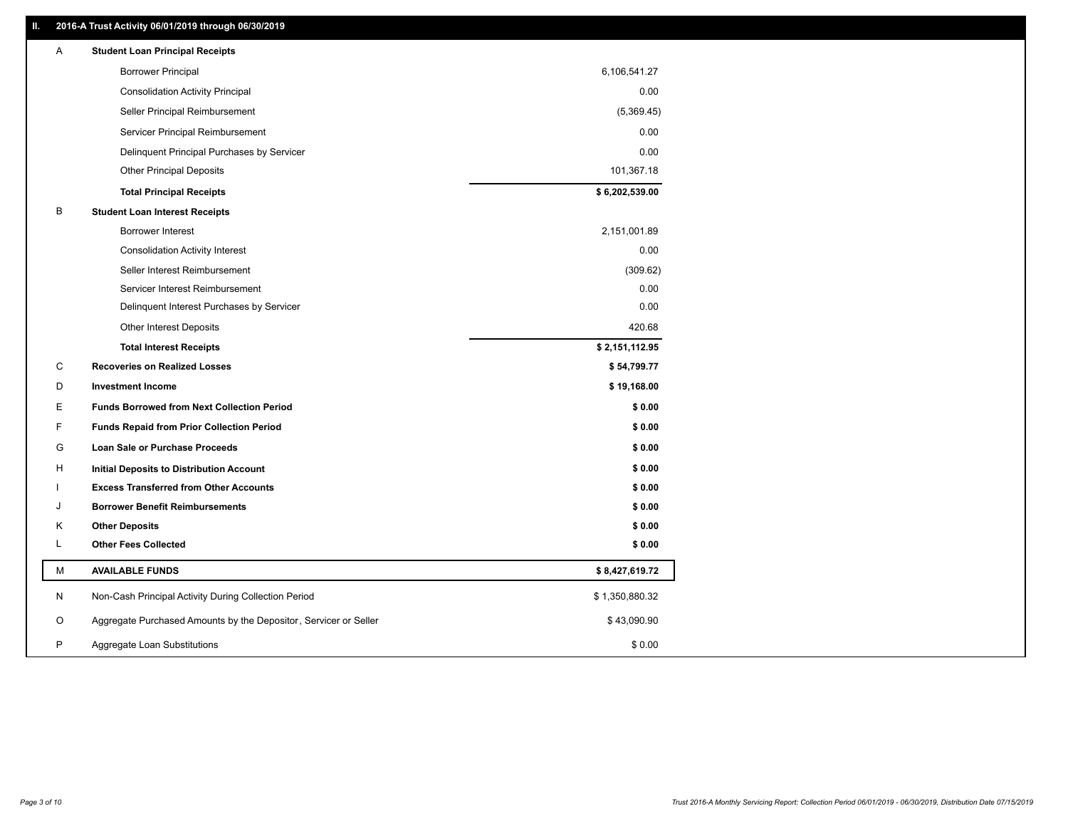## II. 2016-A Trust Activity 06/01/2019 through 06/30/2019

| | | |
|---|---|---|
| A | **Student Loan Principal Receipts** | |
| | Borrower Principal | 6,106,541.27 |
| | Consolidation Activity Principal | 0.00 |
| | Seller Principal Reimbursement | (5,369.45) |
| | Servicer Principal Reimbursement | 0.00 |
| | Delinquent Principal Purchases by Servicer | 0.00 |
| | Other Principal Deposits | 101,367.18 |
| | **Total Principal Receipts** | **$ 6,202,539.00** |
| B | **Student Loan Interest Receipts** | |
| | Borrower Interest | 2,151,001.89 |
| | Consolidation Activity Interest | 0.00 |
| | Seller Interest Reimbursement | (309.62) |
| | Servicer Interest Reimbursement | 0.00 |
| | Delinquent Interest Purchases by Servicer | 0.00 |
| | Other Interest Deposits | 420.68 |
| | **Total Interest Receipts** | **$ 2,151,112.95** |
| C | **Recoveries on Realized Losses** | **$ 54,799.77** |
| D | **Investment Income** | **$ 19,168.00** |
| E | **Funds Borrowed from Next Collection Period** | **$ 0.00** |
| F | **Funds Repaid from Prior Collection Period** | **$ 0.00** |
| G | **Loan Sale or Purchase Proceeds** | **$ 0.00** |
| H | **Initial Deposits to Distribution Account** | **$ 0.00** |
| I | **Excess Transferred from Other Accounts** | **$ 0.00** |
| J | **Borrower Benefit Reimbursements** | **$ 0.00** |
| K | **Other Deposits** | **$ 0.00** |
| L | **Other Fees Collected** | **$ 0.00** |
| M | **AVAILABLE FUNDS** | **$ 8,427,619.72** |
| N | Non-Cash Principal Activity During Collection Period | $ 1,350,880.32 |
| O | Aggregate Purchased Amounts by the Depositor, Servicer or Seller | $ 43,090.90 |
| P | Aggregate Loan Substitutions | $ 0.00 |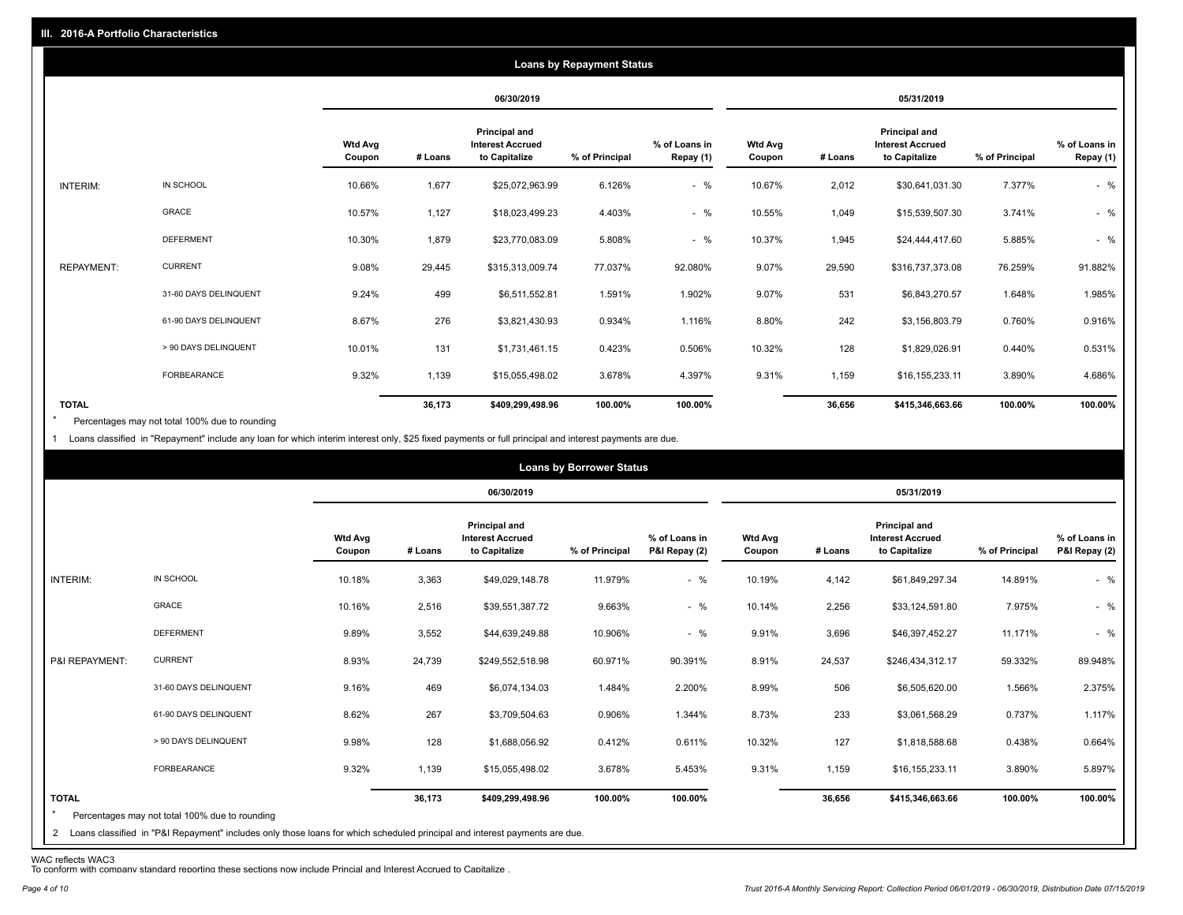## III. 2016-A Portfolio Characteristics

### Loans by Repayment Status

| | | 06/30/2019 | | | | | 05/31/2019 | | | | |
|---|---|---|---|---|---|---|---|---|---|---|---|
| | | Wtd Avg Coupon | # Loans | Principal and Interest Accrued to Capitalize | % of Principal | % of Loans in Repay (1) | Wtd Avg Coupon | # Loans | Principal and Interest Accrued to Capitalize | % of Principal | % of Loans in Repay (1) |
| INTERIM: | IN SCHOOL | 10.66% | 1,677 | $25,072,963.99 | 6.126% | - % | 10.67% | 2,012 | $30,641,031.30 | 7.377% | - % |
| | GRACE | 10.57% | 1,127 | $18,023,499.23 | 4.403% | - % | 10.55% | 1,049 | $15,539,507.30 | 3.741% | - % |
| | DEFERMENT | 10.30% | 1,879 | $23,770,083.09 | 5.808% | - % | 10.37% | 1,945 | $24,444,417.60 | 5.885% | - % |
| REPAYMENT: | CURRENT | 9.08% | 29,445 | $315,313,009.74 | 77.037% | 92.080% | 9.07% | 29,590 | $316,737,373.08 | 76.259% | 91.882% |
| | 31-60 DAYS DELINQUENT | 9.24% | 499 | $6,511,552.81 | 1.591% | 1.902% | 9.07% | 531 | $6,843,270.57 | 1.648% | 1.985% |
| | 61-90 DAYS DELINQUENT | 8.67% | 276 | $3,821,430.93 | 0.934% | 1.116% | 8.80% | 242 | $3,156,803.79 | 0.760% | 0.916% |
| | > 90 DAYS DELINQUENT | 10.01% | 131 | $1,731,461.15 | 0.423% | 0.506% | 10.32% | 128 | $1,829,026.91 | 0.440% | 0.531% |
| | FORBEARANCE | 9.32% | 1,139 | $15,055,498.02 | 3.678% | 4.397% | 9.31% | 1,159 | $16,155,233.11 | 3.890% | 4.686% |
| **TOTAL** | | | **36,173** | **$409,299,498.96** | **100.00%** | **100.00%** | | **36,656** | **$415,346,663.66** | **100.00%** | **100.00%** |

\* Percentages may not total 100% due to rounding

1 Loans classified in "Repayment" include any loan for which interim interest only, $25 fixed payments or full principal and interest payments are due.

### Loans by Borrower Status

| | | 06/30/2019 | | | | | 05/31/2019 | | | | |
|---|---|---|---|---|---|---|---|---|---|---|---|
| | | Wtd Avg Coupon | # Loans | Principal and Interest Accrued to Capitalize | % of Principal | % of Loans in P&I Repay (2) | Wtd Avg Coupon | # Loans | Principal and Interest Accrued to Capitalize | % of Principal | % of Loans in P&I Repay (2) |
| INTERIM: | IN SCHOOL | 10.18% | 3,363 | $49,029,148.78 | 11.979% | - % | 10.19% | 4,142 | $61,849,297.34 | 14.891% | - % |
| | GRACE | 10.16% | 2,516 | $39,551,387.72 | 9.663% | - % | 10.14% | 2,256 | $33,124,591.80 | 7.975% | - % |
| | DEFERMENT | 9.89% | 3,552 | $44,639,249.88 | 10.906% | - % | 9.91% | 3,696 | $46,397,452.27 | 11.171% | - % |
| P&I REPAYMENT: | CURRENT | 8.93% | 24,739 | $249,552,518.98 | 60.971% | 90.391% | 8.91% | 24,537 | $246,434,312.17 | 59.332% | 89.948% |
| | 31-60 DAYS DELINQUENT | 9.16% | 469 | $6,074,134.03 | 1.484% | 2.200% | 8.99% | 506 | $6,505,620.00 | 1.566% | 2.375% |
| | 61-90 DAYS DELINQUENT | 8.62% | 267 | $3,709,504.63 | 0.906% | 1.344% | 8.73% | 233 | $3,061,568.29 | 0.737% | 1.117% |
| | > 90 DAYS DELINQUENT | 9.98% | 128 | $1,688,056.92 | 0.412% | 0.611% | 10.32% | 127 | $1,818,588.68 | 0.438% | 0.664% |
| | FORBEARANCE | 9.32% | 1,139 | $15,055,498.02 | 3.678% | 5.453% | 9.31% | 1,159 | $16,155,233.11 | 3.890% | 5.897% |
| **TOTAL** | | | **36,173** | **$409,299,498.96** | **100.00%** | **100.00%** | | **36,656** | **$415,346,663.66** | **100.00%** | **100.00%** |

\* Percentages may not total 100% due to rounding

2 Loans classified in "P&I Repayment" includes only those loans for which scheduled principal and interest payments are due.

WAC reflects WAC3

To conform with company standard reporting these sections now include Princial and Interest Accrued to Capitalize .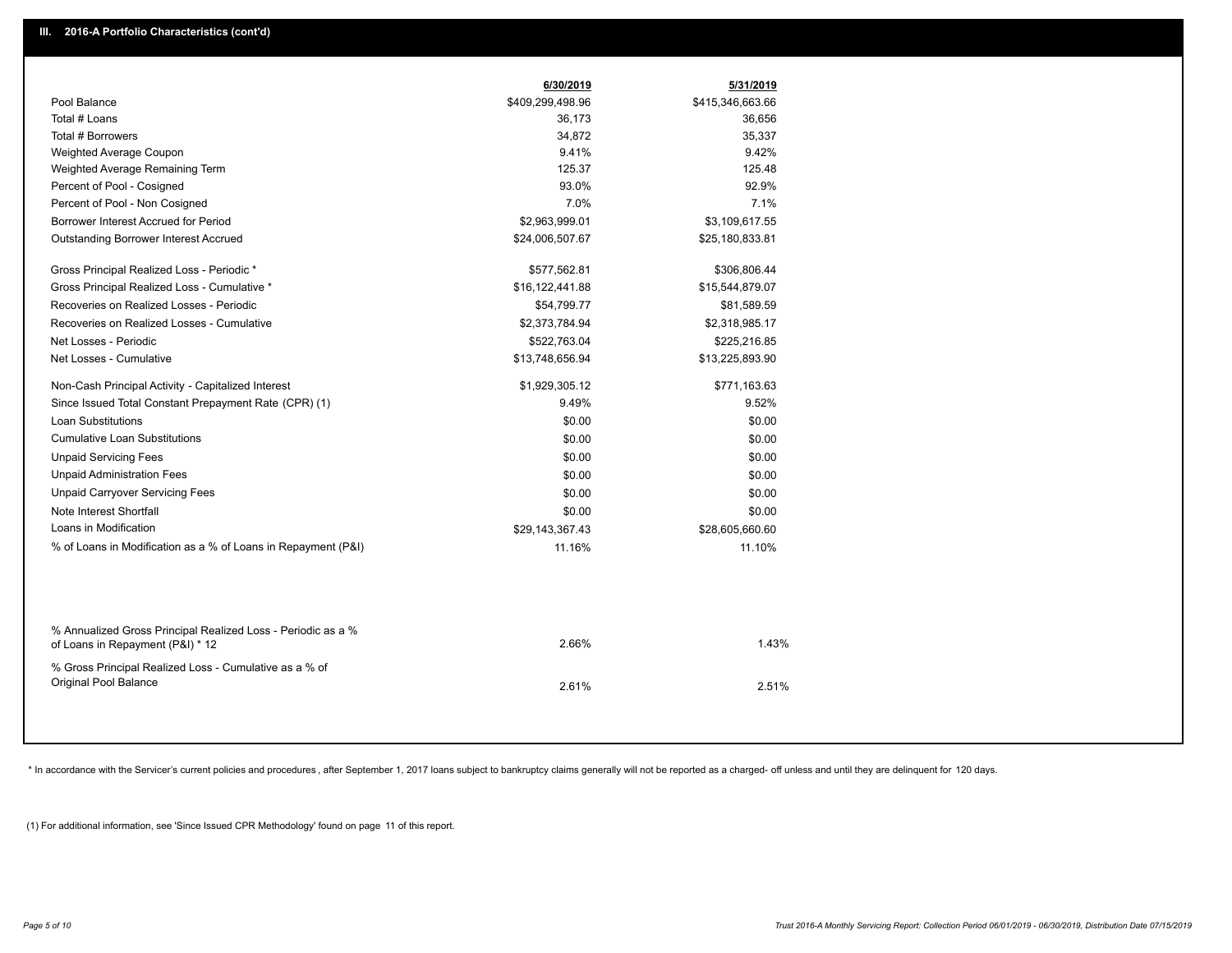## III. 2016-A Portfolio Characteristics (cont'd)

| | 6/30/2019 | 5/31/2019 |
|---|---|---|
| Pool Balance | $409,299,498.96 | $415,346,663.66 |
| Total # Loans | 36,173 | 36,656 |
| Total # Borrowers | 34,872 | 35,337 |
| Weighted Average Coupon | 9.41% | 9.42% |
| Weighted Average Remaining Term | 125.37 | 125.48 |
| Percent of Pool - Cosigned | 93.0% | 92.9% |
| Percent of Pool - Non Cosigned | 7.0% | 7.1% |
| Borrower Interest Accrued for Period | $2,963,999.01 | $3,109,617.55 |
| Outstanding Borrower Interest Accrued | $24,006,507.67 | $25,180,833.81 |
| Gross Principal Realized Loss - Periodic * | $577,562.81 | $306,806.44 |
| Gross Principal Realized Loss - Cumulative * | $16,122,441.88 | $15,544,879.07 |
| Recoveries on Realized Losses - Periodic | $54,799.77 | $81,589.59 |
| Recoveries on Realized Losses - Cumulative | $2,373,784.94 | $2,318,985.17 |
| Net Losses - Periodic | $522,763.04 | $225,216.85 |
| Net Losses - Cumulative | $13,748,656.94 | $13,225,893.90 |
| Non-Cash Principal Activity - Capitalized Interest | $1,929,305.12 | $771,163.63 |
| Since Issued Total Constant Prepayment Rate (CPR) (1) | 9.49% | 9.52% |
| Loan Substitutions | $0.00 | $0.00 |
| Cumulative Loan Substitutions | $0.00 | $0.00 |
| Unpaid Servicing Fees | $0.00 | $0.00 |
| Unpaid Administration Fees | $0.00 | $0.00 |
| Unpaid Carryover Servicing Fees | $0.00 | $0.00 |
| Note Interest Shortfall | $0.00 | $0.00 |
| Loans in Modification | $29,143,367.43 | $28,605,660.60 |
| % of Loans in Modification as a % of Loans in Repayment (P&I) | 11.16% | 11.10% |
| % Annualized Gross Principal Realized Loss - Periodic as a % of Loans in Repayment (P&I) * 12 | 2.66% | 1.43% |
| % Gross Principal Realized Loss - Cumulative as a % of Original Pool Balance | 2.61% | 2.51% |

* In accordance with the Servicer's current policies and procedures , after September 1, 2017 loans subject to bankruptcy claims generally will not be reported as a charged- off unless and until they are delinquent for 120 days.

(1) For additional information, see 'Since Issued CPR Methodology' found on page 11 of this report.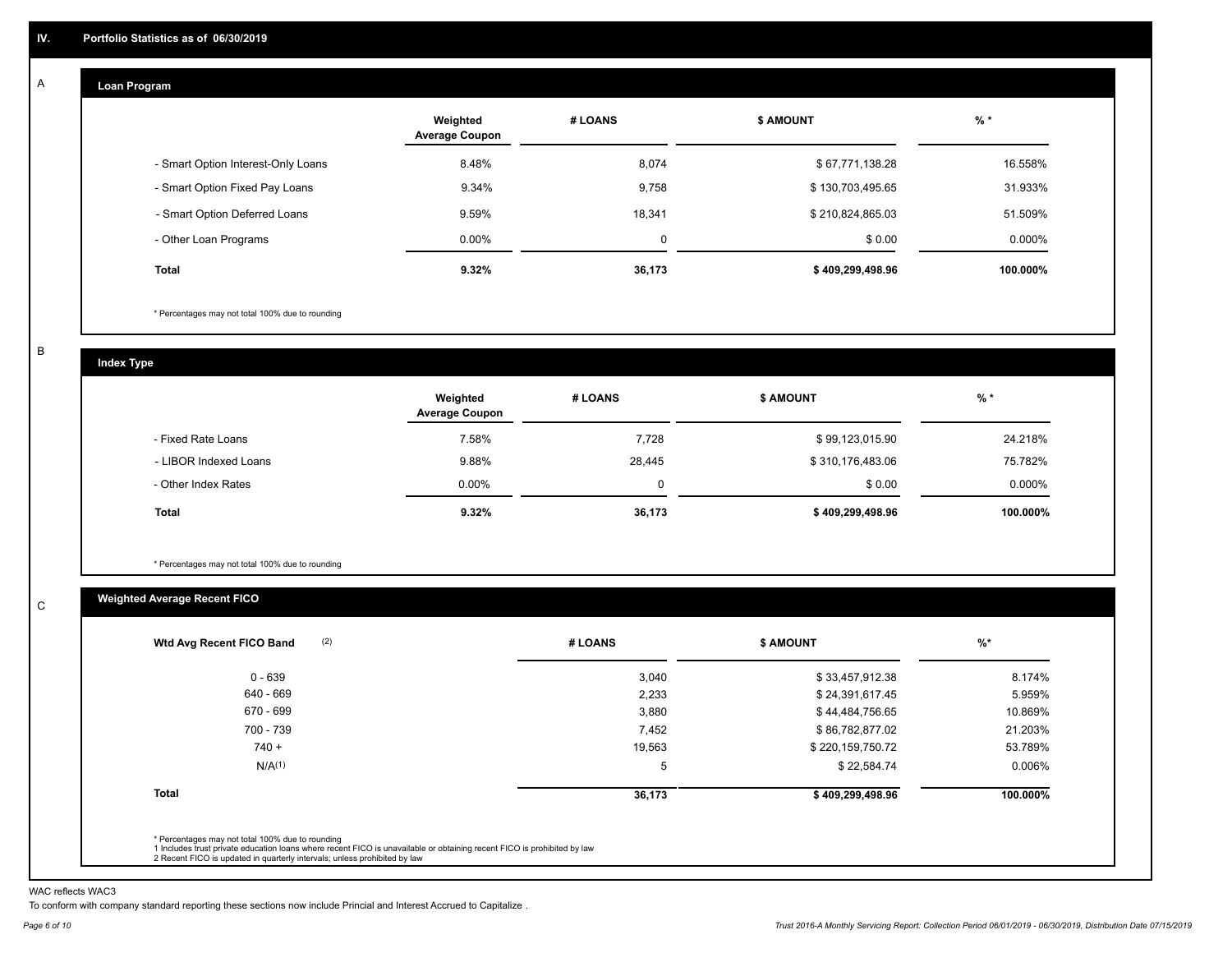# IV. Portfolio Statistics as of 06/30/2019

## A Loan Program

| | Weighted Average Coupon | # LOANS | $ AMOUNT | % * |
|---|---|---|---|---|
| - Smart Option Interest-Only Loans | 8.48% | 8,074 | $ 67,771,138.28 | 16.558% |
| - Smart Option Fixed Pay Loans | 9.34% | 9,758 | $ 130,703,495.65 | 31.933% |
| - Smart Option Deferred Loans | 9.59% | 18,341 | $ 210,824,865.03 | 51.509% |
| - Other Loan Programs | 0.00% | 0 | $ 0.00 | 0.000% |
| **Total** | **9.32%** | **36,173** | **$ 409,299,498.96** | **100.000%** |

* Percentages may not total 100% due to rounding

## B Index Type

| | Weighted Average Coupon | # LOANS | $ AMOUNT | % * |
|---|---|---|---|---|
| - Fixed Rate Loans | 7.58% | 7,728 | $ 99,123,015.90 | 24.218% |
| - LIBOR Indexed Loans | 9.88% | 28,445 | $ 310,176,483.06 | 75.782% |
| - Other Index Rates | 0.00% | 0 | $ 0.00 | 0.000% |
| **Total** | **9.32%** | **36,173** | **$ 409,299,498.96** | **100.000%** |

* Percentages may not total 100% due to rounding

## C Weighted Average Recent FICO

| Wtd Avg Recent FICO Band (2) | # LOANS | $ AMOUNT | %* |
|---|---|---|---|
| 0 - 639 | 3,040 | $ 33,457,912.38 | 8.174% |
| 640 - 669 | 2,233 | $ 24,391,617.45 | 5.959% |
| 670 - 699 | 3,880 | $ 44,484,756.65 | 10.869% |
| 700 - 739 | 7,452 | $ 86,782,877.02 | 21.203% |
| 740 + | 19,563 | $ 220,159,750.72 | 53.789% |
| N/A(1) | 5 | $ 22,584.74 | 0.006% |
| **Total** | **36,173** | **$ 409,299,498.96** | **100.000%** |

* Percentages may not total 100% due to rounding
1 Includes trust private education loans where recent FICO is unavailable or obtaining recent FICO is prohibited by law
2 Recent FICO is updated in quarterly intervals; unless prohibited by law

WAC reflects WAC3

To conform with company standard reporting these sections now include Princial and Interest Accrued to Capitalize .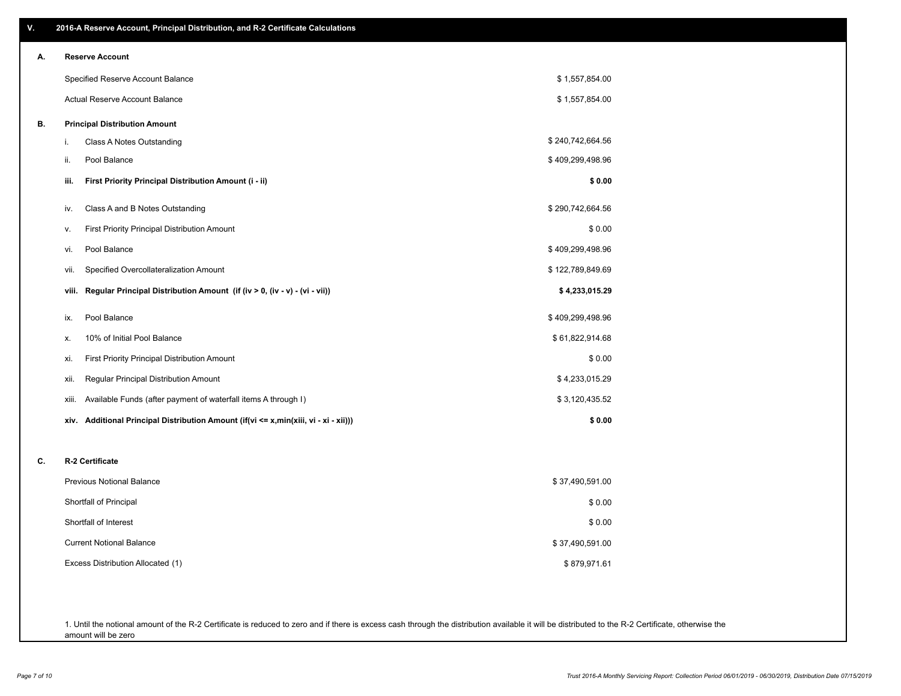## V. 2016-A Reserve Account, Principal Distribution, and R-2 Certificate Calculations

### A. Reserve Account

| | |
|---|---|
| Specified Reserve Account Balance | $ 1,557,854.00 |
| Actual Reserve Account Balance | $ 1,557,854.00 |

### B. Principal Distribution Amount

| | | |
|---|---|---|
| i. | Class A Notes Outstanding | $ 240,742,664.56 |
| ii. | Pool Balance | $ 409,299,498.96 |
| **iii.** | **First Priority Principal Distribution Amount (i - ii)** | **$ 0.00** |
| iv. | Class A and B Notes Outstanding | $ 290,742,664.56 |
| v. | First Priority Principal Distribution Amount | $ 0.00 |
| vi. | Pool Balance | $ 409,299,498.96 |
| vii. | Specified Overcollateralization Amount | $ 122,789,849.69 |
| **viii.** | **Regular Principal Distribution Amount (if (iv > 0, (iv - v) - (vi - vii))** | **$ 4,233,015.29** |
| ix. | Pool Balance | $ 409,299,498.96 |
| x. | 10% of Initial Pool Balance | $ 61,822,914.68 |
| xi. | First Priority Principal Distribution Amount | $ 0.00 |
| xii. | Regular Principal Distribution Amount | $ 4,233,015.29 |
| xiii. | Available Funds (after payment of waterfall items A through I) | $ 3,120,435.52 |
| **xiv.** | **Additional Principal Distribution Amount (if(vi <= x,min(xiii, vi - xi - xii)))** | **$ 0.00** |

### C. R-2 Certificate

| | |
|---|---|
| Previous Notional Balance | $ 37,490,591.00 |
| Shortfall of Principal | $ 0.00 |
| Shortfall of Interest | $ 0.00 |
| Current Notional Balance | $ 37,490,591.00 |
| Excess Distribution Allocated (1) | $ 879,971.61 |

1. Until the notional amount of the R-2 Certificate is reduced to zero and if there is excess cash through the distribution available it will be distributed to the R-2 Certificate, otherwise the amount will be zero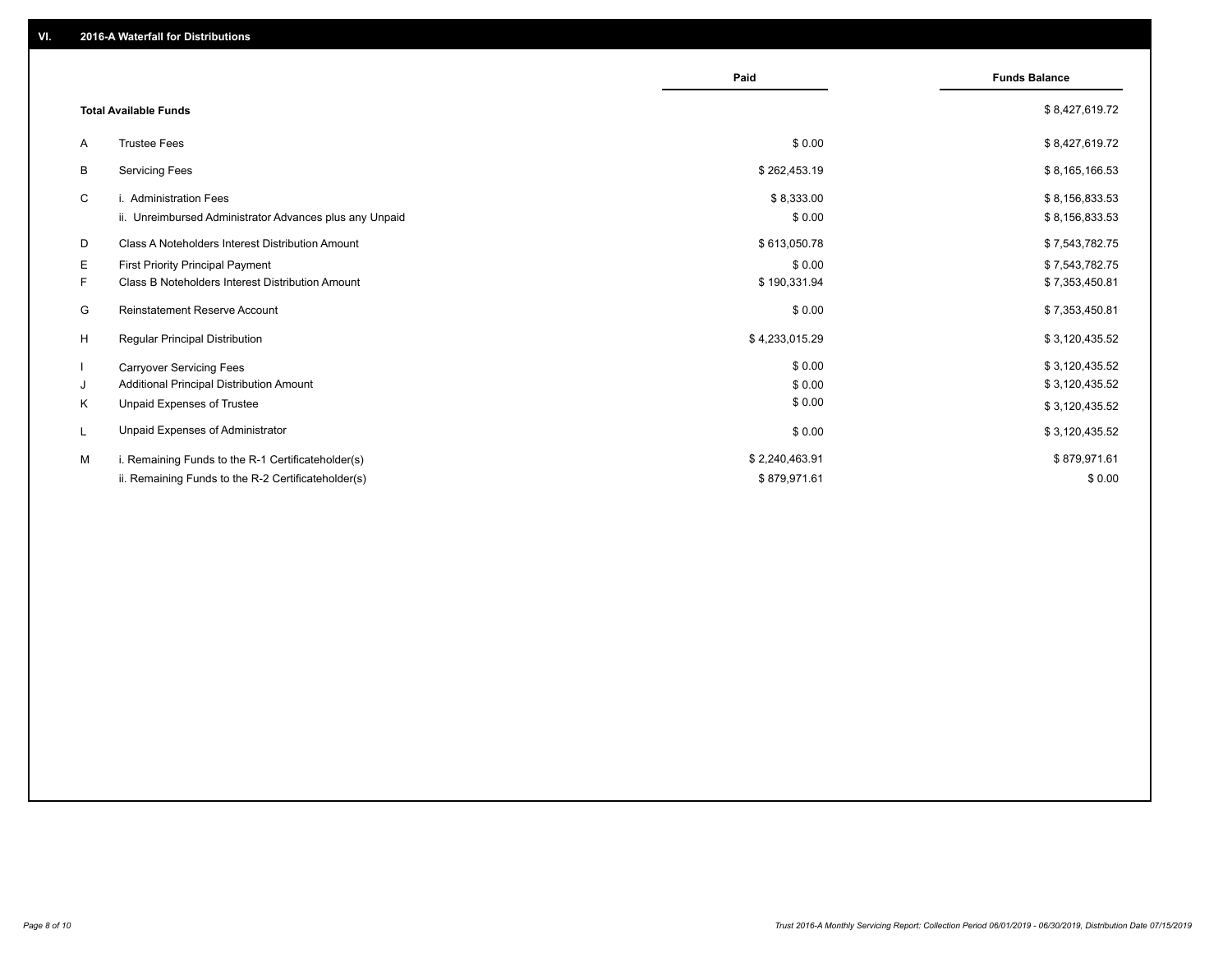## VI. 2016-A Waterfall for Distributions

| | | Paid | Funds Balance |
|---|---|---|---|
| | **Total Available Funds** | | $ 8,427,619.72 |
| A | Trustee Fees | $ 0.00 | $ 8,427,619.72 |
| B | Servicing Fees | $ 262,453.19 | $ 8,165,166.53 |
| C | i. Administration Fees | $ 8,333.00 | $ 8,156,833.53 |
| | ii. Unreimbursed Administrator Advances plus any Unpaid | $ 0.00 | $ 8,156,833.53 |
| D | Class A Noteholders Interest Distribution Amount | $ 613,050.78 | $ 7,543,782.75 |
| E | First Priority Principal Payment | $ 0.00 | $ 7,543,782.75 |
| F | Class B Noteholders Interest Distribution Amount | $ 190,331.94 | $ 7,353,450.81 |
| G | Reinstatement Reserve Account | $ 0.00 | $ 7,353,450.81 |
| H | Regular Principal Distribution | $ 4,233,015.29 | $ 3,120,435.52 |
| I | Carryover Servicing Fees | $ 0.00 | $ 3,120,435.52 |
| J | Additional Principal Distribution Amount | $ 0.00 | $ 3,120,435.52 |
| K | Unpaid Expenses of Trustee | $ 0.00 | $ 3,120,435.52 |
| L | Unpaid Expenses of Administrator | $ 0.00 | $ 3,120,435.52 |
| M | i. Remaining Funds to the R-1 Certificateholder(s) | $ 2,240,463.91 | $ 879,971.61 |
| | ii. Remaining Funds to the R-2 Certificateholder(s) | $ 879,971.61 | $ 0.00 |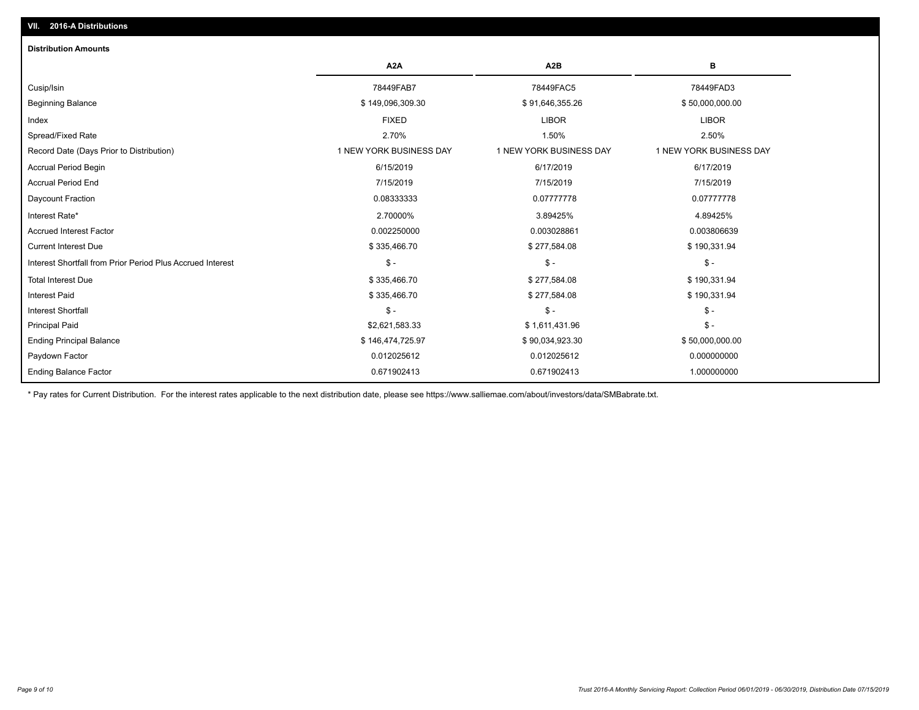## VII. 2016-A Distributions

### Distribution Amounts

| | A2A | A2B | B |
|---|---|---|---|
| Cusip/Isin | 78449FAB7 | 78449FAC5 | 78449FAD3 |
| Beginning Balance | $ 149,096,309.30 | $ 91,646,355.26 | $ 50,000,000.00 |
| Index | FIXED | LIBOR | LIBOR |
| Spread/Fixed Rate | 2.70% | 1.50% | 2.50% |
| Record Date (Days Prior to Distribution) | 1 NEW YORK BUSINESS DAY | 1 NEW YORK BUSINESS DAY | 1 NEW YORK BUSINESS DAY |
| Accrual Period Begin | 6/15/2019 | 6/17/2019 | 6/17/2019 |
| Accrual Period End | 7/15/2019 | 7/15/2019 | 7/15/2019 |
| Daycount Fraction | 0.08333333 | 0.07777778 | 0.07777778 |
| Interest Rate* | 2.70000% | 3.89425% | 4.89425% |
| Accrued Interest Factor | 0.002250000 | 0.003028861 | 0.003806639 |
| Current Interest Due | $ 335,466.70 | $ 277,584.08 | $ 190,331.94 |
| Interest Shortfall from Prior Period Plus Accrued Interest | $ - | $ - | $ - |
| Total Interest Due | $ 335,466.70 | $ 277,584.08 | $ 190,331.94 |
| Interest Paid | $ 335,466.70 | $ 277,584.08 | $ 190,331.94 |
| Interest Shortfall | $ - | $ - | $ - |
| Principal Paid | $2,621,583.33 | $ 1,611,431.96 | $ - |
| Ending Principal Balance | $ 146,474,725.97 | $ 90,034,923.30 | $ 50,000,000.00 |
| Paydown Factor | 0.012025612 | 0.012025612 | 0.000000000 |
| Ending Balance Factor | 0.671902413 | 0.671902413 | 1.000000000 |

\* Pay rates for Current Distribution. For the interest rates applicable to the next distribution date, please see https://www.salliemae.com/about/investors/data/SMBabrate.txt.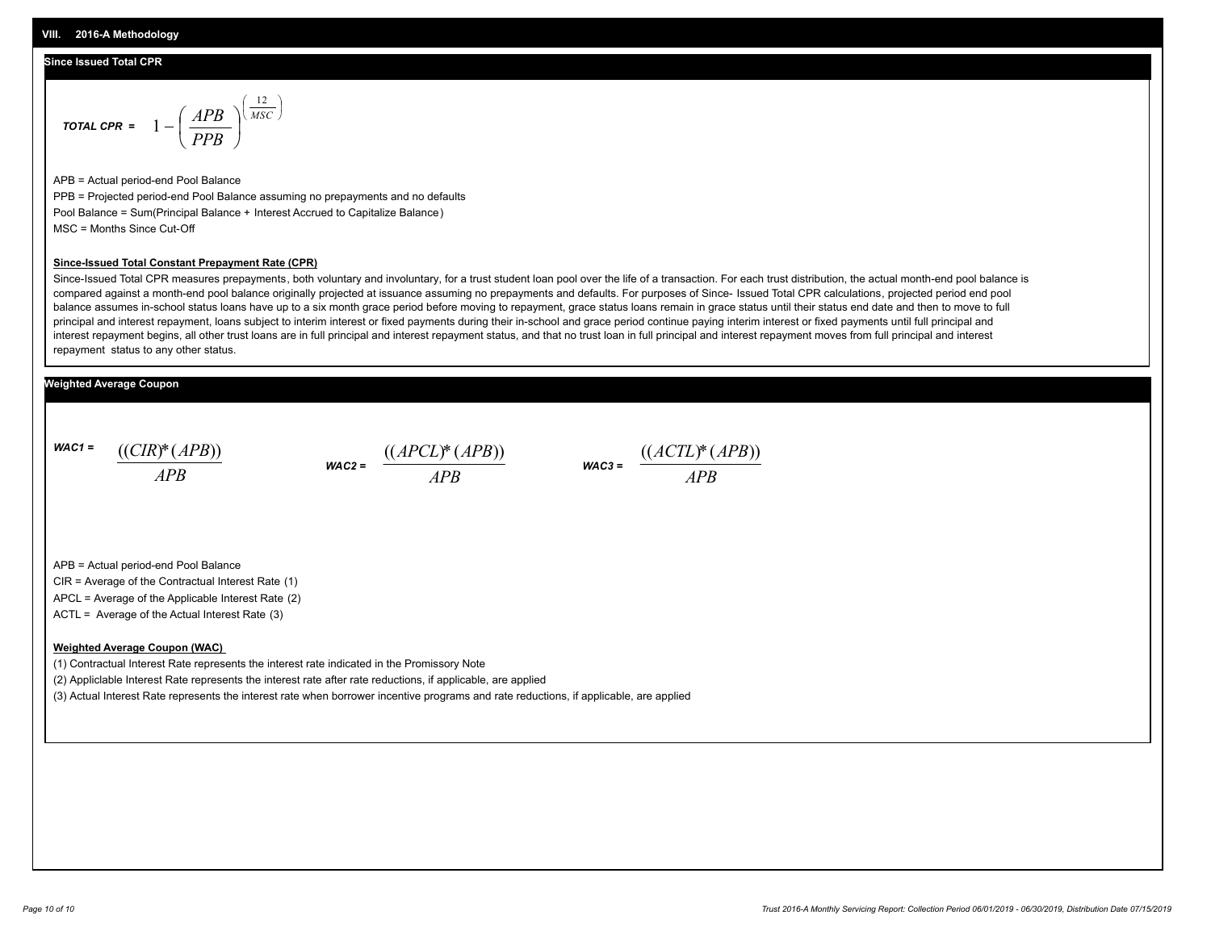## VIII. 2016-A Methodology

### Since Issued Total CPR

$$\textit{TOTAL CPR} = 1 - \left(\frac{APB}{PPB}\right)^{\left(\frac{12}{MSC}\right)}$$

APB = Actual period-end Pool Balance

PPB = Projected period-end Pool Balance assuming no prepayments and no defaults

Pool Balance = Sum(Principal Balance + Interest Accrued to Capitalize Balance)

MSC = Months Since Cut-Off

**Since-Issued Total Constant Prepayment Rate (CPR)**

Since-Issued Total CPR measures prepayments, both voluntary and involuntary, for a trust student loan pool over the life of a transaction. For each trust distribution, the actual month-end pool balance is compared against a month-end pool balance originally projected at issuance assuming no prepayments and defaults. For purposes of Since- Issued Total CPR calculations, projected period end pool balance assumes in-school status loans have up to a six month grace period before moving to repayment, grace status loans remain in grace status until their status end date and then to move to full principal and interest repayment, loans subject to interim interest or fixed payments during their in-school and grace period continue paying interim interest or fixed payments until full principal and interest repayment begins, all other trust loans are in full principal and interest repayment status, and that no trust loan in full principal and interest repayment moves from full principal and interest repayment status to any other status.

### Weighted Average Coupon

$$\textit{WAC1} = \frac{((CIR)*(APB))}{APB} \qquad \textit{WAC2} = \frac{((APCL)*(APB))}{APB} \qquad \textit{WAC3} = \frac{((ACTL)*(APB))}{APB}$$

APB = Actual period-end Pool Balance

CIR = Average of the Contractual Interest Rate (1)

APCL = Average of the Applicable Interest Rate (2)

ACTL = Average of the Actual Interest Rate (3)

**Weighted Average Coupon (WAC)**

(1) Contractual Interest Rate represents the interest rate indicated in the Promissory Note

(2) Appliclable Interest Rate represents the interest rate after rate reductions, if applicable, are applied

(3) Actual Interest Rate represents the interest rate when borrower incentive programs and rate reductions, if applicable, are applied